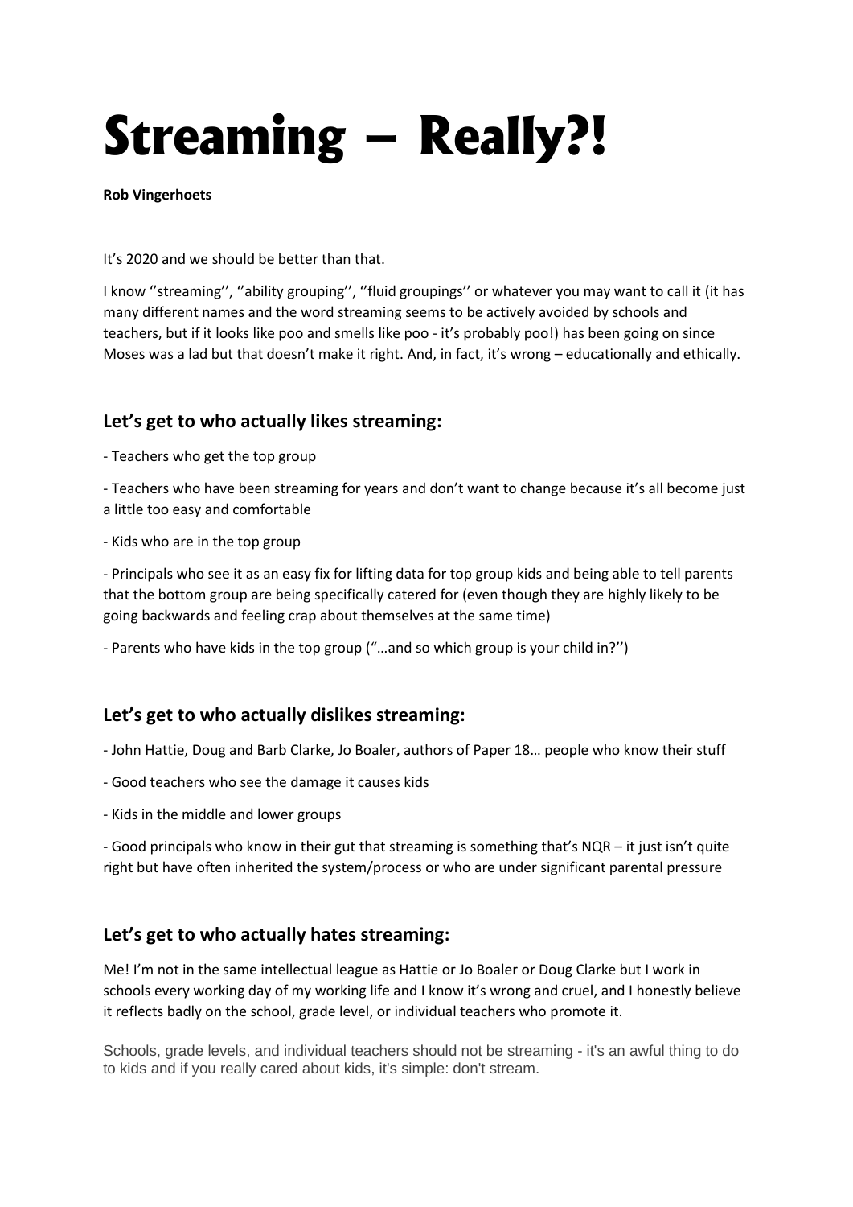# Streaming – Really?!

**Rob Vingerhoets**

It's 2020 and we should be better than that.

I know ''streaming'', ''ability grouping'', ''fluid groupings'' or whatever you may want to call it (it has many different names and the word streaming seems to be actively avoided by schools and teachers, but if it looks like poo and smells like poo - it's probably poo!) has been going on since Moses was a lad but that doesn't make it right. And, in fact, it's wrong – educationally and ethically.

## Let's get to who actually likes streaming:

- Teachers who get the top group

- Teachers who have been streaming for years and don't want to change because it's all become just a little too easy and comfortable

- Kids who are in the top group

- Principals who see it as an easy fix for lifting data for top group kids and being able to tell parents that the bottom group are being specifically catered for (even though they are highly likely to be going backwards and feeling crap about themselves at the same time)

- Parents who have kids in the top group ("…and so which group is your child in?'')

## Let's get to who actually dislikes streaming:

- John Hattie, Doug and Barb Clarke, Jo Boaler, authors of Paper 18… people who know their stuff

- Good teachers who see the damage it causes kids

- Kids in the middle and lower groups

- Good principals who know in their gut that streaming is something that's NQR – it just isn't quite right but have often inherited the system/process or who are under significant parental pressure

## Let's get to who actually hates streaming:

Me! I'm not in the same intellectual league as Hattie or Jo Boaler or Doug Clarke but I work in schools every working day of my working life and I know it's wrong and cruel, and I honestly believe it reflects badly on the school, grade level, or individual teachers who promote it.

Schools, grade levels, and individual teachers should not be streaming - it's an awful thing to do to kids and if you really cared about kids, it's simple: don't stream.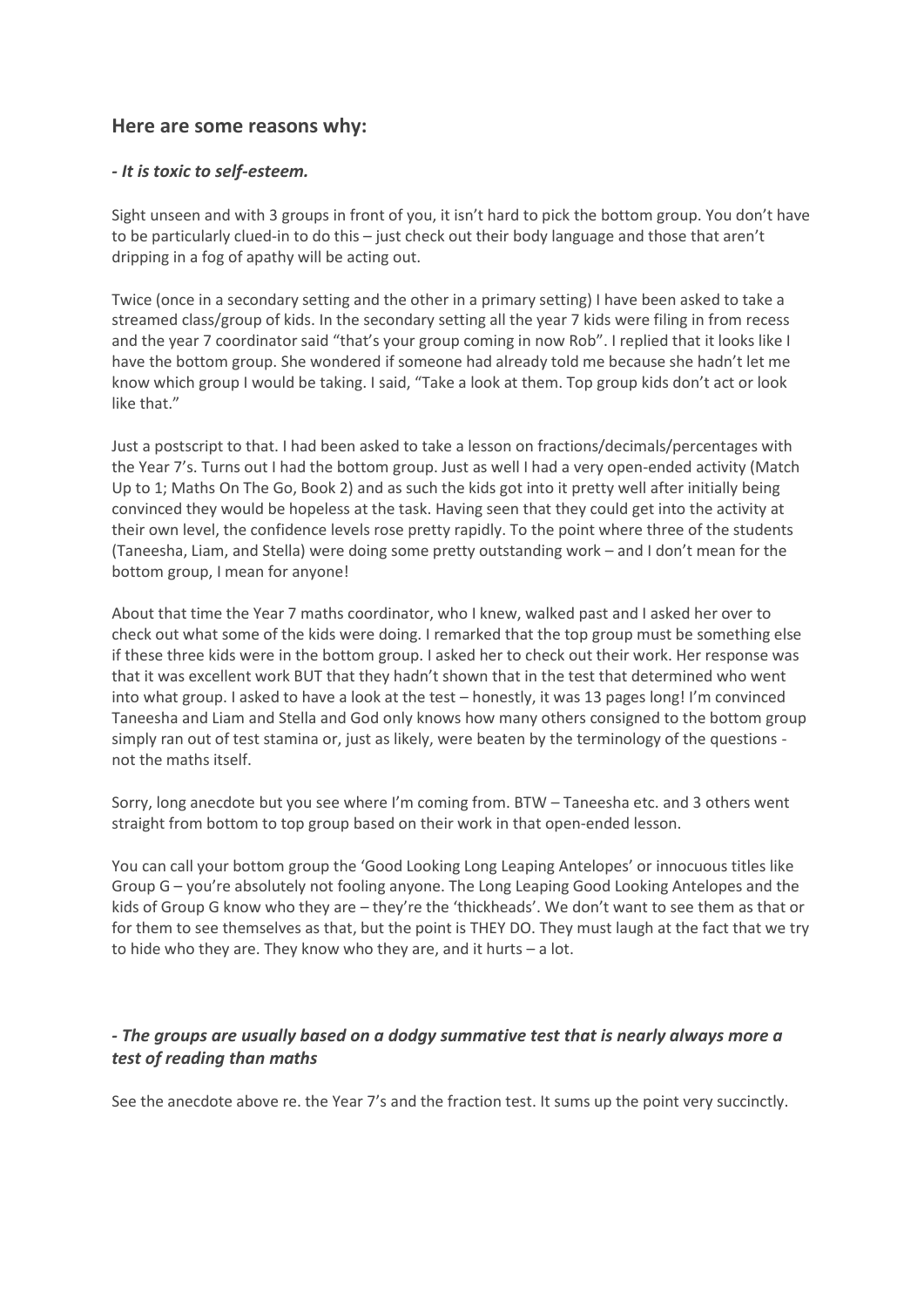## Here are some reasons why:

### *- It is toxic to self-esteem.*

Sight unseen and with 3 groups in front of you, it isn't hard to pick the bottom group. You don't have to be particularly clued-in to do this – just check out their body language and those that aren't dripping in a fog of apathy will be acting out.

Twice (once in a secondary setting and the other in a primary setting) I have been asked to take a streamed class/group of kids. In the secondary setting all the year 7 kids were filing in from recess and the year 7 coordinator said "that's your group coming in now Rob". I replied that it looks like I have the bottom group. She wondered if someone had already told me because she hadn't let me know which group I would be taking. I said, "Take a look at them. Top group kids don't act or look like that."

Just a postscript to that. I had been asked to take a lesson on fractions/decimals/percentages with the Year 7's. Turns out I had the bottom group. Just as well I had a very open-ended activity (Match Up to 1; Maths On The Go, Book 2) and as such the kids got into it pretty well after initially being convinced they would be hopeless at the task. Having seen that they could get into the activity at their own level, the confidence levels rose pretty rapidly. To the point where three of the students (Taneesha, Liam, and Stella) were doing some pretty outstanding work – and I don't mean for the bottom group, I mean for anyone!

About that time the Year 7 maths coordinator, who I knew, walked past and I asked her over to check out what some of the kids were doing. I remarked that the top group must be something else if these three kids were in the bottom group. I asked her to check out their work. Her response was that it was excellent work BUT that they hadn't shown that in the test that determined who went into what group. I asked to have a look at the test – honestly, it was 13 pages long! I'm convinced Taneesha and Liam and Stella and God only knows how many others consigned to the bottom group simply ran out of test stamina or, just as likely, were beaten by the terminology of the questions - not the maths itself.

Sorry, long anecdote but you see where I'm coming from. BTW – Taneesha etc. and 3 others went straight from bottom to top group based on their work in that open-ended lesson.

You can call your bottom group the 'Good Looking Long Leaping Antelopes' or innocuous titles like Group G – you're absolutely not fooling anyone. The Long Leaping Good Looking Antelopes and the kids of Group G know who they are – they're the 'thickheads'. We don't want to see them as that or for them to see themselves as that, but the point is THEY DO. They must laugh at the fact that we try to hide who they are. They know who they are, and it hurts – a lot.

### *- The groups are usually based on a dodgy summative test that is nearly always more a test of reading than maths*

See the anecdote above re. the Year 7's and the fraction test. It sums up the point very succinctly.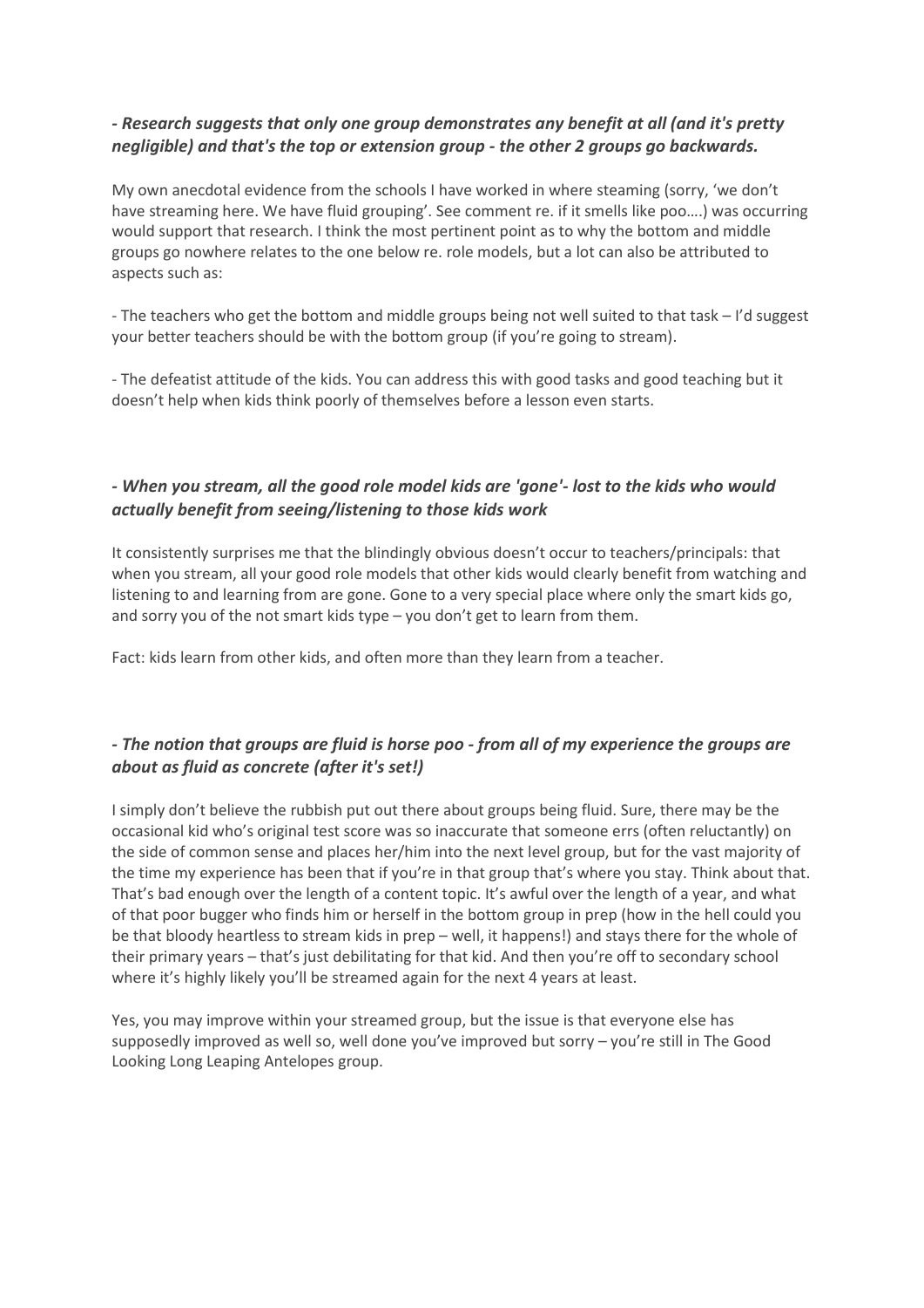### *- Research suggests that only one group demonstrates any benefit at all (and it's pretty negligible) and that's the top or extension group - the other 2 groups go backwards.*

My own anecdotal evidence from the schools I have worked in where steaming (sorry, 'we don't have streaming here. We have fluid grouping'. See comment re. if it smells like poo….) was occurring would support that research. I think the most pertinent point as to why the bottom and middle groups go nowhere relates to the one below re. role models, but a lot can also be attributed to aspects such as:

- The teachers who get the bottom and middle groups being not well suited to that task – I'd suggest your better teachers should be with the bottom group (if you're going to stream).

- The defeatist attitude of the kids. You can address this with good tasks and good teaching but it doesn't help when kids think poorly of themselves before a lesson even starts.

### *- When you stream, all the good role model kids are 'gone'- lost to the kids who would actually benefit from seeing/listening to those kids work*

It consistently surprises me that the blindingly obvious doesn't occur to teachers/principals: that when you stream, all your good role models that other kids would clearly benefit from watching and listening to and learning from are gone. Gone to a very special place where only the smart kids go, and sorry you of the not smart kids type – you don't get to learn from them.

Fact: kids learn from other kids, and often more than they learn from a teacher.

### *- The notion that groups are fluid is horse poo - from all of my experience the groups are about as fluid as concrete (after it's set!)*

I simply don't believe the rubbish put out there about groups being fluid. Sure, there may be the occasional kid who's original test score was so inaccurate that someone errs (often reluctantly) on the side of common sense and places her/him into the next level group, but for the vast majority of the time my experience has been that if you're in that group that's where you stay. Think about that. That's bad enough over the length of a content topic. It's awful over the length of a year, and what of that poor bugger who finds him or herself in the bottom group in prep (how in the hell could you be that bloody heartless to stream kids in prep – well, it happens!) and stays there for the whole of their primary years – that's just debilitating for that kid. And then you're off to secondary school where it's highly likely you'll be streamed again for the next 4 years at least.

Yes, you may improve within your streamed group, but the issue is that everyone else has supposedly improved as well so, well done you've improved but sorry – you're still in The Good Looking Long Leaping Antelopes group.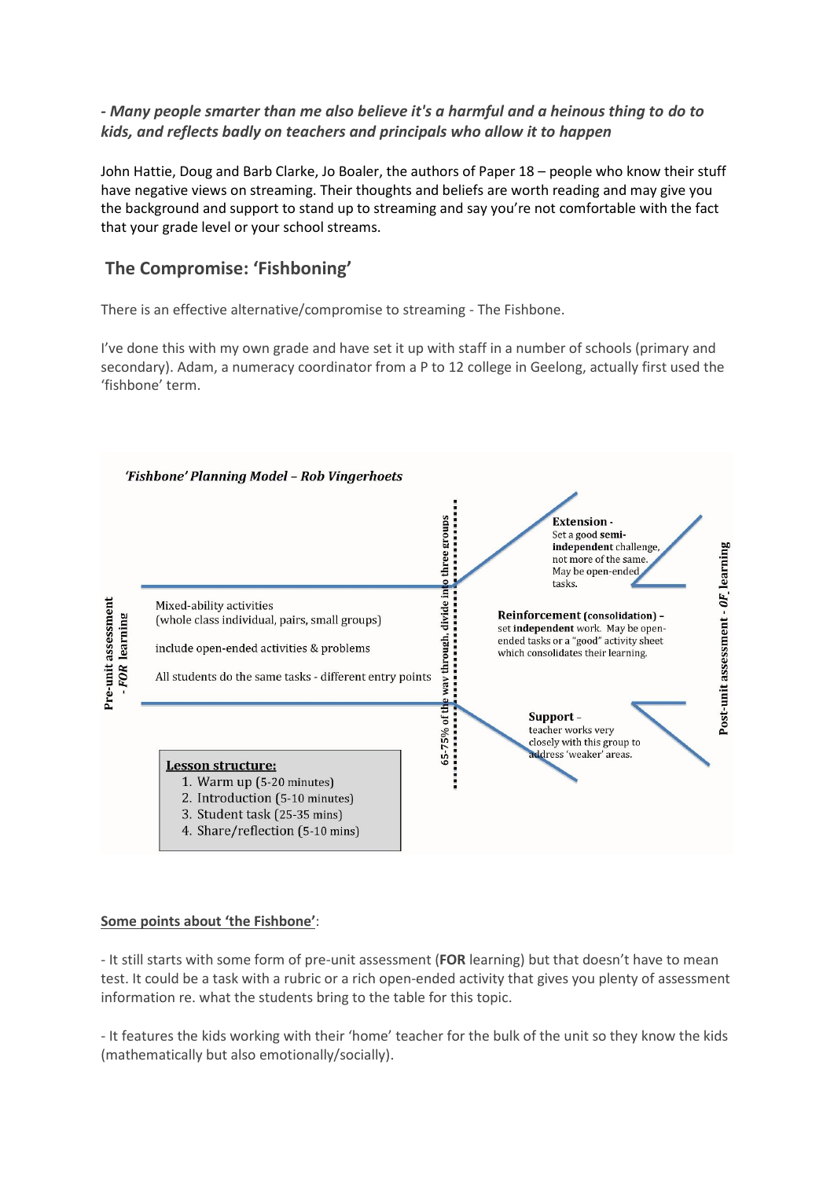***- Many people smarter than me also believe it's a harmful and a heinous thing to do to kids, and reflects badly on teachers and principals who allow it to happen***

John Hattie, Doug and Barb Clarke, Jo Boaler, the authors of Paper 18 – people who know their stuff have negative views on streaming. Their thoughts and beliefs are worth reading and may give you the background and support to stand up to streaming and say you're not comfortable with the fact that your grade level or your school streams.

## The Compromise: 'Fishboning'

There is an effective alternative/compromise to streaming - The Fishbone.

I've done this with my own grade and have set it up with staff in a number of schools (primary and secondary). Adam, a numeracy coordinator from a P to 12 college in Geelong, actually first used the 'fishbone' term.

***'Fishbone' Planning Model – Rob Vingerhoets***

**Pre-unit assessment - *FOR* learning**

Mixed-ability activities
(whole class individual, pairs, small groups)

include open-ended activities & problems

All students do the same tasks - different entry points

65-75% of the way through, divide into three groups

**Extension** -
Set a good **semi-independent** challenge, not more of the same. May be open-ended tasks.

**Reinforcement (consolidation)** –
set **independent** work. May be open-ended tasks or a "good" activity sheet which consolidates their learning.

**Support** –
teacher works very closely with this group to address 'weaker' areas.

**Post-unit assessment - *OF* learning**

**Lesson structure:**

1. Warm up (5-20 minutes)
2. Introduction (5-10 minutes)
3. Student task (25-35 mins)
4. Share/reflection (5-10 mins)

**Some points about 'the Fishbone'**:

- It still starts with some form of pre-unit assessment (**FOR** learning) but that doesn't have to mean test. It could be a task with a rubric or a rich open-ended activity that gives you plenty of assessment information re. what the students bring to the table for this topic.

- It features the kids working with their 'home' teacher for the bulk of the unit so they know the kids (mathematically but also emotionally/socially).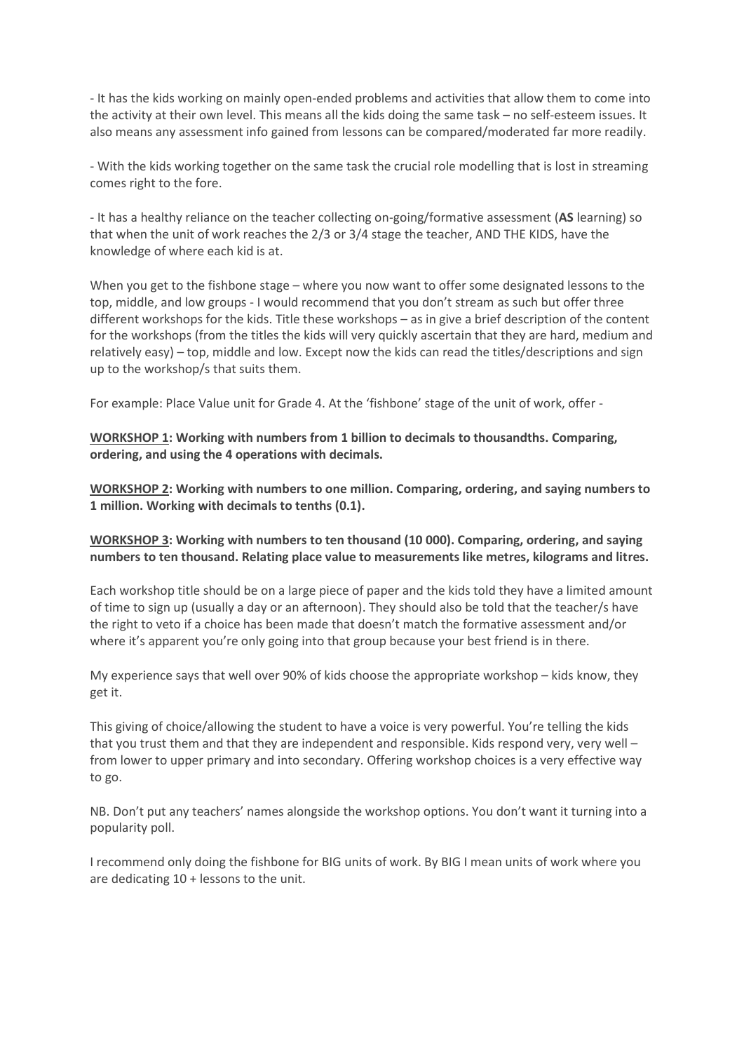- It has the kids working on mainly open-ended problems and activities that allow them to come into the activity at their own level. This means all the kids doing the same task – no self-esteem issues. It also means any assessment info gained from lessons can be compared/moderated far more readily.

- With the kids working together on the same task the crucial role modelling that is lost in streaming comes right to the fore.

- It has a healthy reliance on the teacher collecting on-going/formative assessment (**AS** learning) so that when the unit of work reaches the 2/3 or 3/4 stage the teacher, AND THE KIDS, have the knowledge of where each kid is at.

When you get to the fishbone stage – where you now want to offer some designated lessons to the top, middle, and low groups - I would recommend that you don't stream as such but offer three different workshops for the kids. Title these workshops – as in give a brief description of the content for the workshops (from the titles the kids will very quickly ascertain that they are hard, medium and relatively easy) – top, middle and low. Except now the kids can read the titles/descriptions and sign up to the workshop/s that suits them.

For example: Place Value unit for Grade 4. At the 'fishbone' stage of the unit of work, offer -

**<u>WORKSHOP 1</u>: Working with numbers from 1 billion to decimals to thousandths. Comparing, ordering, and using the 4 operations with decimals.**

**<u>WORKSHOP 2</u>: Working with numbers to one million. Comparing, ordering, and saying numbers to 1 million. Working with decimals to tenths (0.1).**

**<u>WORKSHOP 3</u>: Working with numbers to ten thousand (10 000). Comparing, ordering, and saying numbers to ten thousand. Relating place value to measurements like metres, kilograms and litres.**

Each workshop title should be on a large piece of paper and the kids told they have a limited amount of time to sign up (usually a day or an afternoon). They should also be told that the teacher/s have the right to veto if a choice has been made that doesn't match the formative assessment and/or where it's apparent you're only going into that group because your best friend is in there.

My experience says that well over 90% of kids choose the appropriate workshop – kids know, they get it.

This giving of choice/allowing the student to have a voice is very powerful. You're telling the kids that you trust them and that they are independent and responsible. Kids respond very, very well – from lower to upper primary and into secondary. Offering workshop choices is a very effective way to go.

NB. Don't put any teachers' names alongside the workshop options. You don't want it turning into a popularity poll.

I recommend only doing the fishbone for BIG units of work. By BIG I mean units of work where you are dedicating 10 + lessons to the unit.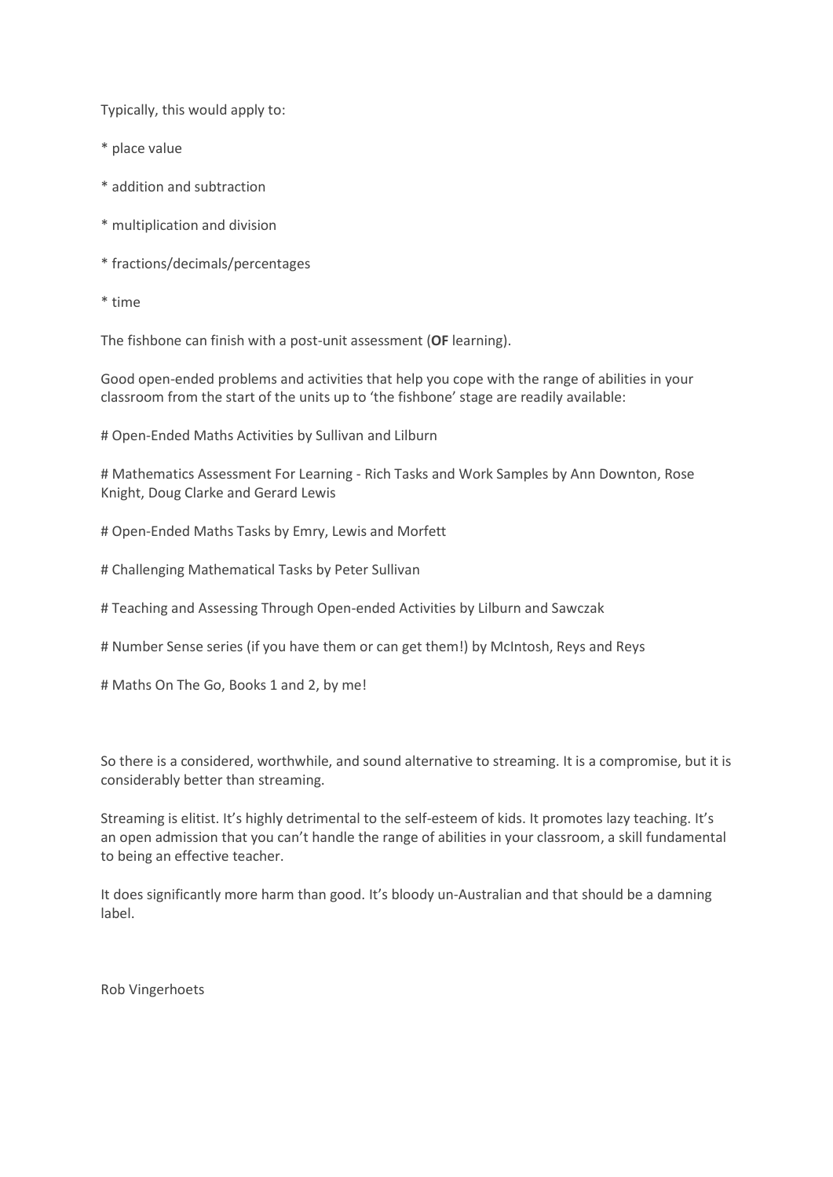Typically, this would apply to:

* place value

* addition and subtraction

* multiplication and division

* fractions/decimals/percentages

* time

The fishbone can finish with a post-unit assessment (**OF** learning).

Good open-ended problems and activities that help you cope with the range of abilities in your classroom from the start of the units up to 'the fishbone' stage are readily available:

# Open-Ended Maths Activities by Sullivan and Lilburn

# Mathematics Assessment For Learning - Rich Tasks and Work Samples by Ann Downton, Rose Knight, Doug Clarke and Gerard Lewis

# Open-Ended Maths Tasks by Emry, Lewis and Morfett

# Challenging Mathematical Tasks by Peter Sullivan

# Teaching and Assessing Through Open-ended Activities by Lilburn and Sawczak

# Number Sense series (if you have them or can get them!) by McIntosh, Reys and Reys

# Maths On The Go, Books 1 and 2, by me!

So there is a considered, worthwhile, and sound alternative to streaming. It is a compromise, but it is considerably better than streaming.

Streaming is elitist. It's highly detrimental to the self-esteem of kids. It promotes lazy teaching. It's an open admission that you can't handle the range of abilities in your classroom, a skill fundamental to being an effective teacher.

It does significantly more harm than good. It's bloody un-Australian and that should be a damning label.

Rob Vingerhoets